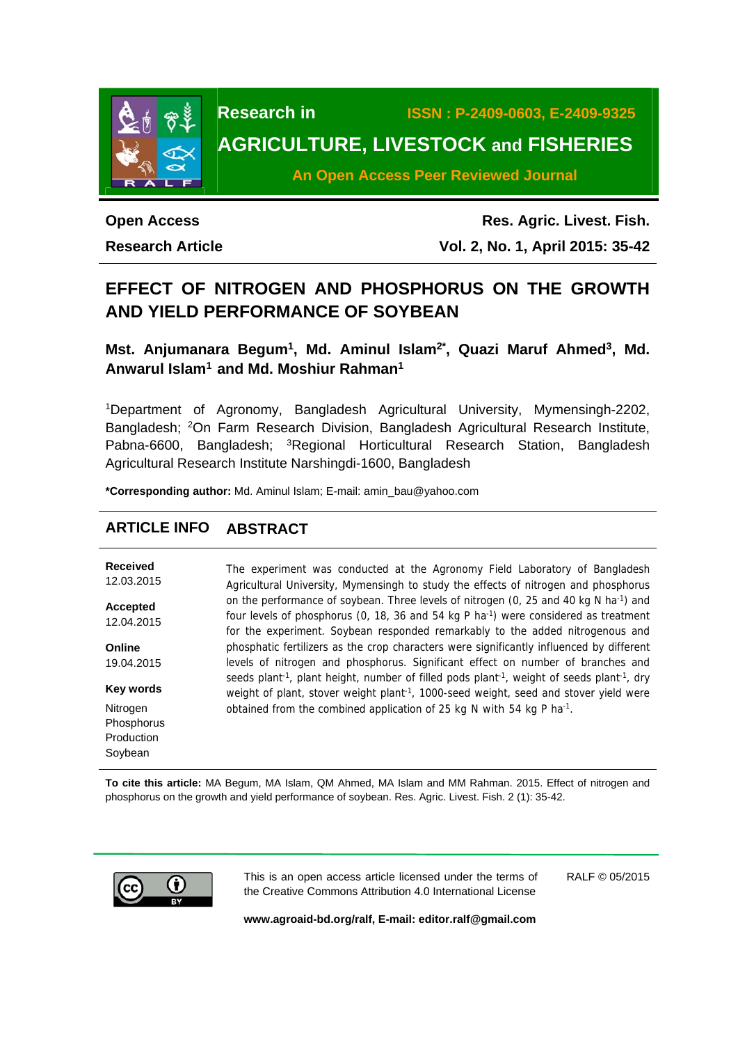Research in **AGRICULTURE, LIVESTOCK and FISHERIES**

ISSN : P-2409-0603, E-2409-9325

An Open Access Peer Reviewed Journal

**Open Access**
**Research Article**

**Res. Agric. Livest. Fish.**
**Vol. 2, No. 1, April 2015: 35-42**

# EFFECT OF NITROGEN AND PHOSPHORUS ON THE GROWTH AND YIELD PERFORMANCE OF SOYBEAN

**Mst. Anjumanara Begum[1], Md. Aminul Islam[2*], Quazi Maruf Ahmed[3], Md. Anwarul Islam[1] and Md. Moshiur Rahman[1]**

[1]Department of Agronomy, Bangladesh Agricultural University, Mymensingh-2202, Bangladesh; [2]On Farm Research Division, Bangladesh Agricultural Research Institute, Pabna-6600, Bangladesh; [3]Regional Horticultural Research Station, Bangladesh Agricultural Research Institute Narshingdi-1600, Bangladesh

**\*Corresponding author:** Md. Aminul Islam; E-mail: amin_bau@yahoo.com

## ARTICLE INFO

**Received**
12.03.2015

**Accepted**
12.04.2015

**Online**
19.04.2015

**Key words**

Nitrogen
Phosphorus
Production
Soybean

## ABSTRACT

The experiment was conducted at the Agronomy Field Laboratory of Bangladesh Agricultural University, Mymensingh to study the effects of nitrogen and phosphorus on the performance of soybean. Three levels of nitrogen (0, 25 and 40 kg N ha$^{-1}$) and four levels of phosphorus (0, 18, 36 and 54 kg P ha$^{-1}$) were considered as treatment for the experiment. Soybean responded remarkably to the added nitrogenous and phosphatic fertilizers as the crop characters were significantly influenced by different levels of nitrogen and phosphorus. Significant effect on number of branches and seeds plant$^{-1}$, plant height, number of filled pods plant$^{-1}$, weight of seeds plant$^{-1}$, dry weight of plant, stover weight plant$^{-1}$, 1000-seed weight, seed and stover yield were obtained from the combined application of 25 kg N with 54 kg P ha$^{-1}$.

**To cite this article:** MA Begum, MA Islam, QM Ahmed, MA Islam and MM Rahman. 2015. Effect of nitrogen and phosphorus on the growth and yield performance of soybean. Res. Agric. Livest. Fish. 2 (1): 35-42.

This is an open access article licensed under the terms of the Creative Commons Attribution 4.0 International License

RALF © 05/2015

**www.agroaid-bd.org/ralf, E-mail: editor.ralf@gmail.com**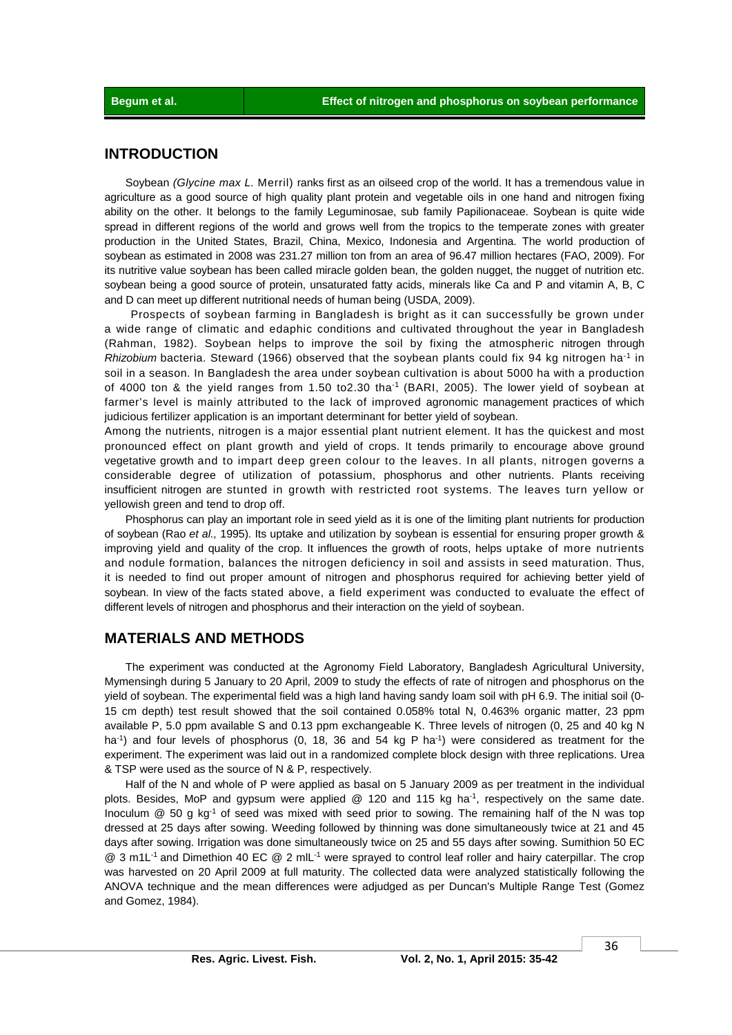## INTRODUCTION

Soybean *(Glycine max L.* Merril) ranks first as an oilseed crop of the world. It has a tremendous value in agriculture as a good source of high quality plant protein and vegetable oils in one hand and nitrogen fixing ability on the other. It belongs to the family Leguminosae, sub family Papilionaceae. Soybean is quite wide spread in different regions of the world and grows well from the tropics to the temperate zones with greater production in the United States, Brazil, China, Mexico, Indonesia and Argentina. The world production of soybean as estimated in 2008 was 231.27 million ton from an area of 96.47 million hectares (FAO, 2009). For its nutritive value soybean has been called miracle golden bean, the golden nugget, the nugget of nutrition etc. soybean being a good source of protein, unsaturated fatty acids, minerals like Ca and P and vitamin A, B, C and D can meet up different nutritional needs of human being (USDA, 2009).

Prospects of soybean farming in Bangladesh is bright as it can successfully be grown under a wide range of climatic and edaphic conditions and cultivated throughout the year in Bangladesh (Rahman, 1982). Soybean helps to improve the soil by fixing the atmospheric nitrogen through *Rhizobium* bacteria. Steward (1966) observed that the soybean plants could fix 94 kg nitrogen $ha^{-1}$ in soil in a season. In Bangladesh the area under soybean cultivation is about 5000 ha with a production of 4000 ton & the yield ranges from 1.50 to2.30 $tha^{-1}$ (BARI, 2005). The lower yield of soybean at farmer's level is mainly attributed to the lack of improved agronomic management practices of which judicious fertilizer application is an important determinant for better yield of soybean.

Among the nutrients, nitrogen is a major essential plant nutrient element. It has the quickest and most pronounced effect on plant growth and yield of crops. It tends primarily to encourage above ground vegetative growth and to impart deep green colour to the leaves. In all plants, nitrogen governs a considerable degree of utilization of potassium, phosphorus and other nutrients. Plants receiving insufficient nitrogen are stunted in growth with restricted root systems. The leaves turn yellow or yellowish green and tend to drop off.

Phosphorus can play an important role in seed yield as it is one of the limiting plant nutrients for production of soybean (Rao *et al.,* 1995). Its uptake and utilization by soybean is essential for ensuring proper growth & improving yield and quality of the crop. It influences the growth of roots, helps uptake of more nutrients and nodule formation, balances the nitrogen deficiency in soil and assists in seed maturation. Thus, it is needed to find out proper amount of nitrogen and phosphorus required for achieving better yield of soybean. In view of the facts stated above, a field experiment was conducted to evaluate the effect of different levels of nitrogen and phosphorus and their interaction on the yield of soybean.

## MATERIALS AND METHODS

The experiment was conducted at the Agronomy Field Laboratory, Bangladesh Agricultural University, Mymensingh during 5 January to 20 April, 2009 to study the effects of rate of nitrogen and phosphorus on the yield of soybean. The experimental field was a high land having sandy loam soil with pH 6.9. The initial soil (0-15 cm depth) test result showed that the soil contained 0.058% total N, 0.463% organic matter, 23 ppm available P, 5.0 ppm available S and 0.13 ppm exchangeable K. Three levels of nitrogen (0, 25 and 40 kg N $ha^{-1}$) and four levels of phosphorus (0, 18, 36 and 54 kg P $ha^{-1}$) were considered as treatment for the experiment. The experiment was laid out in a randomized complete block design with three replications. Urea & TSP were used as the source of N & P, respectively.

Half of the N and whole of P were applied as basal on 5 January 2009 as per treatment in the individual plots. Besides, MoP and gypsum were applied @ 120 and 115 kg $ha^{-1}$, respectively on the same date. Inoculum @ 50 g $kg^{-1}$ of seed was mixed with seed prior to sowing. The remaining half of the N was top dressed at 25 days after sowing. Weeding followed by thinning was done simultaneously twice at 21 and 45 days after sowing. Irrigation was done simultaneously twice on 25 and 55 days after sowing. Sumithion 50 EC @ 3 $m1L^{-1}$ and Dimethion 40 EC @ 2 $mlL^{-1}$ were sprayed to control leaf roller and hairy caterpillar. The crop was harvested on 20 April 2009 at full maturity. The collected data were analyzed statistically following the ANOVA technique and the mean differences were adjudged as per Duncan's Multiple Range Test (Gomez and Gomez, 1984).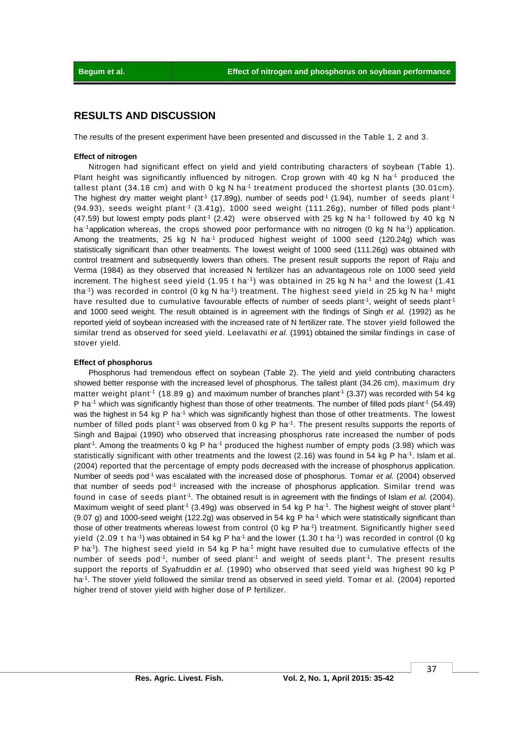## RESULTS AND DISCUSSION

The results of the present experiment have been presented and discussed in the Table 1, 2 and 3.

### Effect of nitrogen

Nitrogen had significant effect on yield and yield contributing characters of soybean (Table 1). Plant height was significantly influenced by nitrogen. Crop grown with 40 kg N $ha^{-1}$ produced the tallest plant (34.18 cm) and with 0 kg N $ha^{-1}$ treatment produced the shortest plants (30.01cm). The highest dry matter weight $plant^{-1}$ (17.89g), number of seeds $pod^{-1}$ (1.94), number of seeds $plant^{-1}$ (94.93), seeds weight $plant^{-1}$ (3.41g), 1000 seed weight (111.26g), number of filled pods $plant^{-1}$ (47.59) but lowest empty pods $plant^{-1}$ (2.42) were observed with 25 kg N $ha^{-1}$ followed by 40 kg N $ha^{-1}$application whereas, the crops showed poor performance with no nitrogen (0 kg N $ha^{-1}$) application. Among the treatments, 25 kg N $ha^{-1}$ produced highest weight of 1000 seed (120.24g) which was statistically significant than other treatments. The lowest weight of 1000 seed (111.26g) was obtained with control treatment and subsequently lowers than others. The present result supports the report of Raju and Verma (1984) as they observed that increased N fertilizer has an advantageous role on 1000 seed yield increment. The highest seed yield (1.95 t $ha^{-1}$) was obtained in 25 kg N $ha^{-1}$ and the lowest (1.41 $tha^{-1}$) was recorded in control (0 kg N $ha^{-1}$) treatment. The highest seed yield in 25 kg N $ha^{-1}$ might have resulted due to cumulative favourable effects of number of seeds $plant^{-1}$, weight of seeds $plant^{-1}$ and 1000 seed weight. The result obtained is in agreement with the findings of Singh *et al.* (1992) as he reported yield of soybean increased with the increased rate of N fertilizer rate. The stover yield followed the similar trend as observed for seed yield. Leelavathi *et al.* (1991) obtained the similar findings in case of stover yield.

### Effect of phosphorus

Phosphorus had tremendous effect on soybean (Table 2). The yield and yield contributing characters showed better response with the increased level of phosphorus. The tallest plant (34.26 cm), maximum dry matter weight $plant^{-1}$ (18.89 g) and maximum number of branches $plant^{-1}$ (3.37) was recorded with 54 kg P $ha^{-1}$ which was significantly highest than those of other treatments. The number of filled pods $plant^{-1}$ (54.49) was the highest in 54 kg P $ha^{-1}$ which was significantly highest than those of other treatments. The lowest number of filled pods $plant^{-1}$ was observed from 0 kg P $ha^{-1}$. The present results supports the reports of Singh and Bajpai (1990) who observed that increasing phosphorus rate increased the number of pods $plant^{-1}$. Among the treatments 0 kg P $ha^{-1}$ produced the highest number of empty pods (3.98) which was statistically significant with other treatments and the lowest (2.16) was found in 54 kg P $ha^{-1}$. Islam et al. (2004) reported that the percentage of empty pods decreased with the increase of phosphorus application. Number of seeds $pod^{-1}$ was escalated with the increased dose of phosphorus. Tomar *et al.* (2004) observed that number of seeds $pod^{-1}$ increased with the increase of phosphorus application. Similar trend was found in case of seeds $plant^{-1}$. The obtained result is in agreement with the findings of Islam *et al.* (2004). Maximum weight of seed $plant^{-1}$ (3.49g) was observed in 54 kg P $ha^{-1}$. The highest weight of stover $plant^{-1}$ (9.07 g) and 1000-seed weight (122.2g) was observed in 54 kg P $ha^{-1}$ which were statistically significant than those of other treatments whereas lowest from control (0 kg P $ha^{-1}$) treatment. Significantly higher seed yield (2.09 t $ha^{-1}$) was obtained in 54 kg P $ha^{-1}$ and the lower (1.30 t $ha^{-1}$) was recorded in control (0 kg P $ha^{-1}$). The highest seed yield in 54 kg P $ha^{-1}$ might have resulted due to cumulative effects of the number of seeds $pod^{-1}$, number of seed $plant^{-1}$ and weight of seeds $plant^{-1}$. The present results support the reports of Syafruddin *et al.* (1990) who observed that seed yield was highest 90 kg P $ha^{-1}$. The stover yield followed the similar trend as observed in seed yield. Tomar et al. (2004) reported higher trend of stover yield with higher dose of P fertilizer.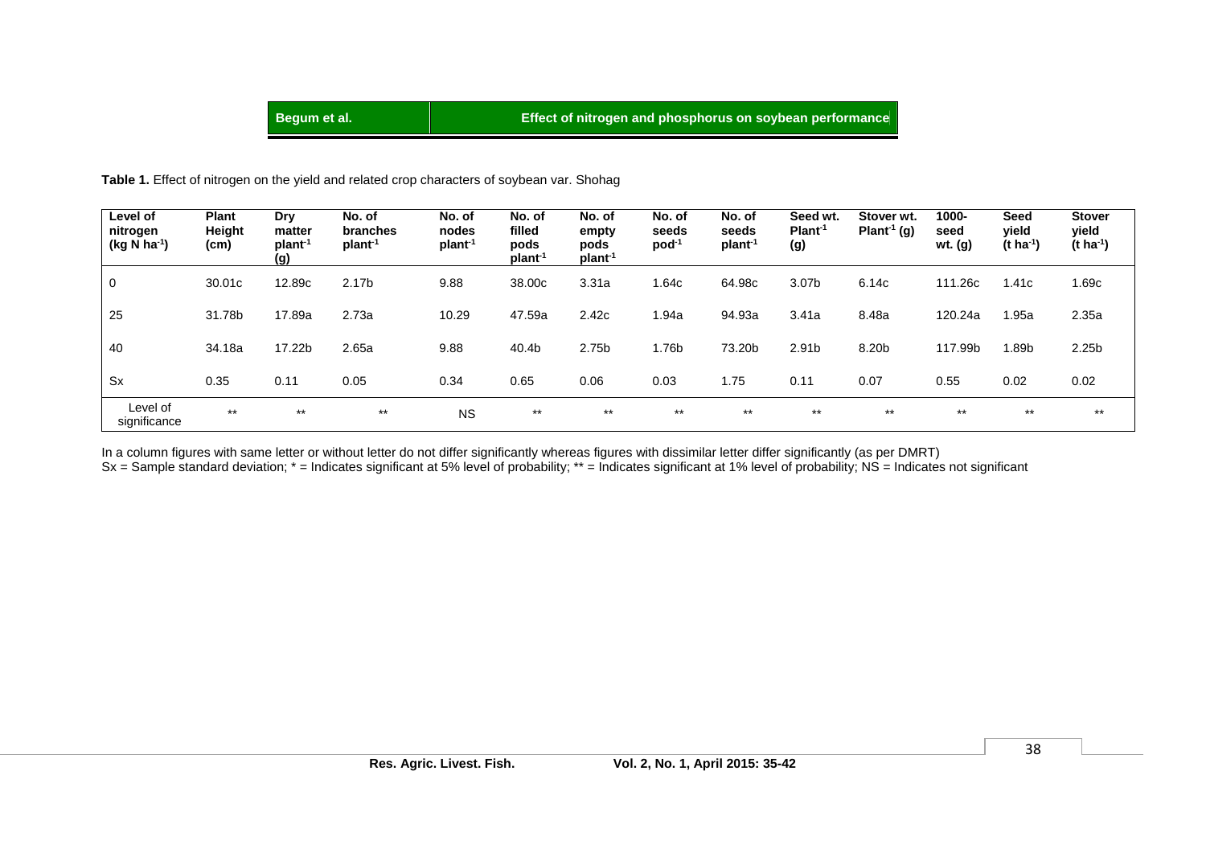**Table 1.** Effect of nitrogen on the yield and related crop characters of soybean var. Shohag

| Level of nitrogen (kg N $ha^{-1}$) | Plant Height (cm) | Dry matter $plant^{-1}$ (g) | No. of branches $plant^{-1}$ | No. of nodes $plant^{-1}$ | No. of filled pods $plant^{-1}$ | No. of empty pods $plant^{-1}$ | No. of seeds $pod^{-1}$ | No. of seeds $plant^{-1}$ | Seed wt. $Plant^{-1}$ (g) | Stover wt. $Plant^{-1}$ (g) | 1000-seed wt. (g) | Seed yield (t $ha^{-1}$) | Stover yield (t $ha^{-1}$) |
|---|---|---|---|---|---|---|---|---|---|---|---|---|---|
| 0 | 30.01c | 12.89c | 2.17b | 9.88 | 38.00c | 3.31a | 1.64c | 64.98c | 3.07b | 6.14c | 111.26c | 1.41c | 1.69c |
| 25 | 31.78b | 17.89a | 2.73a | 10.29 | 47.59a | 2.42c | 1.94a | 94.93a | 3.41a | 8.48a | 120.24a | 1.95a | 2.35a |
| 40 | 34.18a | 17.22b | 2.65a | 9.88 | 40.4b | 2.75b | 1.76b | 73.20b | 2.91b | 8.20b | 117.99b | 1.89b | 2.25b |
| Sx | 0.35 | 0.11 | 0.05 | 0.34 | 0.65 | 0.06 | 0.03 | 1.75 | 0.11 | 0.07 | 0.55 | 0.02 | 0.02 |
| Level of significance | ** | ** | ** | NS | ** | ** | ** | ** | ** | ** | ** | ** | ** |

In a column figures with same letter or without letter do not differ significantly whereas figures with dissimilar letter differ significantly (as per DMRT)
Sx = Sample standard deviation; * = Indicates significant at 5% level of probability; ** = Indicates significant at 1% level of probability; NS = Indicates not significant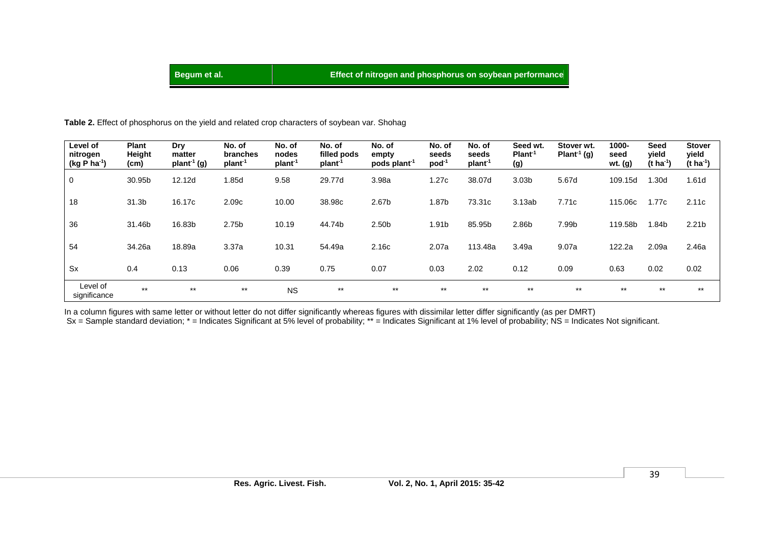**Table 2.** Effect of phosphorus on the yield and related crop characters of soybean var. Shohag

| Level of nitrogen (kg P $ha^{-1}$) | Plant Height (cm) | Dry matter $plant^{-1}$ (g) | No. of branches $plant^{-1}$ | No. of nodes $plant^{-1}$ | No. of filled pods $plant^{-1}$ | No. of empty pods $plant^{-1}$ | No. of seeds $pod^{-1}$ | No. of seeds $plant^{-1}$ | Seed wt. $Plant^{-1}$ (g) | Stover wt. $Plant^{-1}$ (g) | 1000-seed wt. (g) | Seed yield (t $ha^{-1}$) | Stover yield (t $ha^{-1}$) |
|---|---|---|---|---|---|---|---|---|---|---|---|---|---|
| 0 | 30.95b | 12.12d | 1.85d | 9.58 | 29.77d | 3.98a | 1.27c | 38.07d | 3.03b | 5.67d | 109.15d | 1.30d | 1.61d |
| 18 | 31.3b | 16.17c | 2.09c | 10.00 | 38.98c | 2.67b | 1.87b | 73.31c | 3.13ab | 7.71c | 115.06c | 1.77c | 2.11c |
| 36 | 31.46b | 16.83b | 2.75b | 10.19 | 44.74b | 2.50b | 1.91b | 85.95b | 2.86b | 7.99b | 119.58b | 1.84b | 2.21b |
| 54 | 34.26a | 18.89a | 3.37a | 10.31 | 54.49a | 2.16c | 2.07a | 113.48a | 3.49a | 9.07a | 122.2a | 2.09a | 2.46a |
| Sx | 0.4 | 0.13 | 0.06 | 0.39 | 0.75 | 0.07 | 0.03 | 2.02 | 0.12 | 0.09 | 0.63 | 0.02 | 0.02 |
| Level of significance | ** | ** | ** | NS | ** | ** | ** | ** | ** | ** | ** | ** | ** |

In a column figures with same letter or without letter do not differ significantly whereas figures with dissimilar letter differ significantly (as per DMRT)

Sx = Sample standard deviation; * = Indicates Significant at 5% level of probability; ** = Indicates Significant at 1% level of probability; NS = Indicates Not significant.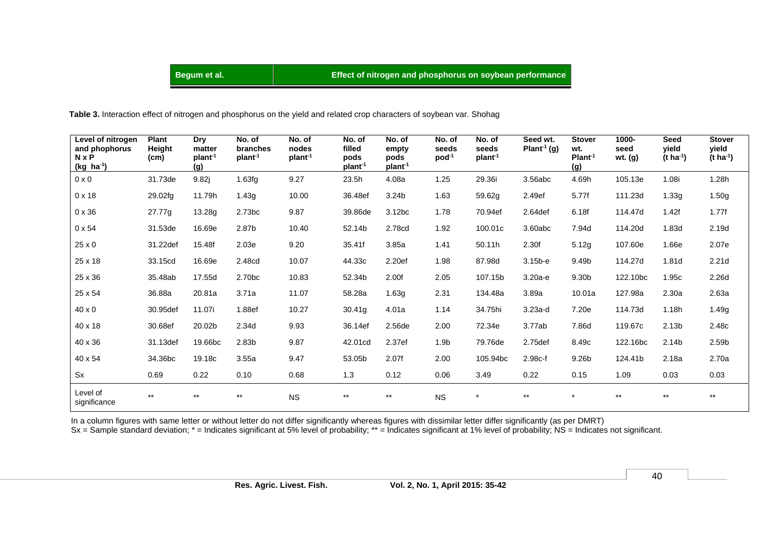**Table 3.** Interaction effect of nitrogen and phosphorus on the yield and related crop characters of soybean var. Shohag

| Level of nitrogen and phosphorus N x P (kg ha$^{-1}$) | Plant Height (cm) | Dry matter plant$^{-1}$ (g) | No. of branches plant$^{-1}$ | No. of nodes plant$^{-1}$ | No. of filled pods plant$^{-1}$ | No. of empty pods plant$^{-1}$ | No. of seeds pod$^{-1}$ | No. of seeds plant$^{-1}$ | Seed wt. Plant$^{-1}$ (g) | Stover wt. Plant$^{-1}$ (g) | 1000-seed wt. (g) | Seed yield (t ha$^{-1}$) | Stover yield (t ha$^{-1}$) |
|---|---|---|---|---|---|---|---|---|---|---|---|---|---|
| 0 x 0 | 31.73de | 9.82j | 1.63fg | 9.27 | 23.5h | 4.08a | 1.25 | 29.36i | 3.56abc | 4.69h | 105.13e | 1.08i | 1.28h |
| 0 x 18 | 29.02fg | 11.79h | 1.43g | 10.00 | 36.48ef | 3.24b | 1.63 | 59.62g | 2.49ef | 5.77f | 111.23d | 1.33g | 1.50g |
| 0 x 36 | 27.77g | 13.28g | 2.73bc | 9.87 | 39.86de | 3.12bc | 1.78 | 70.94ef | 2.64def | 6.18f | 114.47d | 1.42f | 1.77f |
| 0 x 54 | 31.53de | 16.69e | 2.87b | 10.40 | 52.14b | 2.78cd | 1.92 | 100.01c | 3.60abc | 7.94d | 114.20d | 1.83d | 2.19d |
| 25 x 0 | 31.22def | 15.48f | 2.03e | 9.20 | 35.41f | 3.85a | 1.41 | 50.11h | 2.30f | 5.12g | 107.60e | 1.66e | 2.07e |
| 25 x 18 | 33.15cd | 16.69e | 2.48cd | 10.07 | 44.33c | 2.20ef | 1.98 | 87.98d | 3.15b-e | 9.49b | 114.27d | 1.81d | 2.21d |
| 25 x 36 | 35.48ab | 17.55d | 2.70bc | 10.83 | 52.34b | 2.00f | 2.05 | 107.15b | 3.20a-e | 9.30b | 122.10bc | 1.95c | 2.26d |
| 25 x 54 | 36.88a | 20.81a | 3.71a | 11.07 | 58.28a | 1.63g | 2.31 | 134.48a | 3.89a | 10.01a | 127.98a | 2.30a | 2.63a |
| 40 x 0 | 30.95def | 11.07i | 1.88ef | 10.27 | 30.41g | 4.01a | 1.14 | 34.75hi | 3.23a-d | 7.20e | 114.73d | 1.18h | 1.49g |
| 40 x 18 | 30.68ef | 20.02b | 2.34d | 9.93 | 36.14ef | 2.56de | 2.00 | 72.34e | 3.77ab | 7.86d | 119.67c | 2.13b | 2.48c |
| 40 x 36 | 31.13def | 19.66bc | 2.83b | 9.87 | 42.01cd | 2.37ef | 1.9b | 79.76de | 2.75def | 8.49c | 122.16bc | 2.14b | 2.59b |
| 40 x 54 | 34.36bc | 19.18c | 3.55a | 9.47 | 53.05b | 2.07f | 2.00 | 105.94bc | 2.98c-f | 9.26b | 124.41b | 2.18a | 2.70a |
| Sx | 0.69 | 0.22 | 0.10 | 0.68 | 1.3 | 0.12 | 0.06 | 3.49 | 0.22 | 0.15 | 1.09 | 0.03 | 0.03 |
| Level of significance | ** | ** | ** | NS | ** | ** | NS | * | ** | * | ** | ** | ** |

In a column figures with same letter or without letter do not differ significantly whereas figures with dissimilar letter differ significantly (as per DMRT)
Sx = Sample standard deviation; * = Indicates significant at 5% level of probability; ** = Indicates significant at 1% level of probability; NS = Indicates not significant.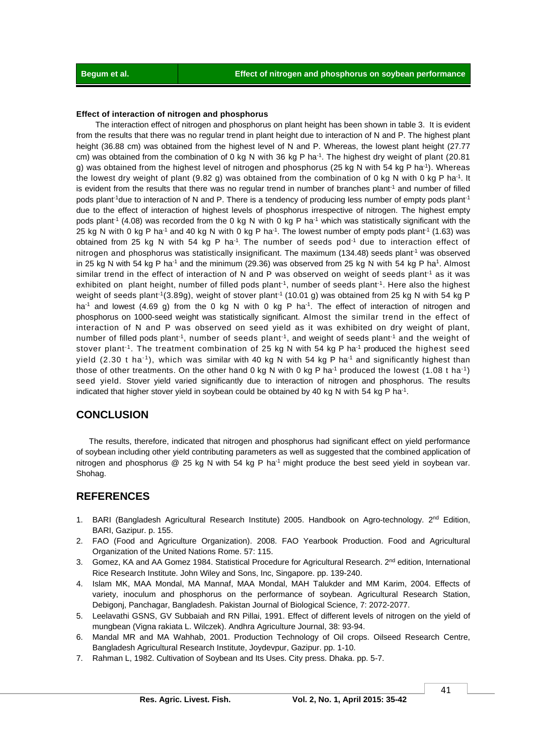**Effect of interaction of nitrogen and phosphorus**

The interaction effect of nitrogen and phosphorus on plant height has been shown in table 3. It is evident from the results that there was no regular trend in plant height due to interaction of N and P. The highest plant height (36.88 cm) was obtained from the highest level of N and P. Whereas, the lowest plant height (27.77 cm) was obtained from the combination of 0 kg N with 36 kg P ha$^{-1}$. The highest dry weight of plant (20.81 g) was obtained from the highest level of nitrogen and phosphorus (25 kg N with 54 kg P ha$^{-1}$). Whereas the lowest dry weight of plant (9.82 g) was obtained from the combination of 0 kg N with 0 kg P ha$^{-1}$. It is evident from the results that there was no regular trend in number of branches plant$^{-1}$ and number of filled pods plant$^{-1}$due to interaction of N and P. There is a tendency of producing less number of empty pods plant$^{-1}$ due to the effect of interaction of highest levels of phosphorus irrespective of nitrogen. The highest empty pods plant$^{-1}$ (4.08) was recorded from the 0 kg N with 0 kg P ha$^{-1}$ which was statistically significant with the 25 kg N with 0 kg P ha$^{-1}$ and 40 kg N with 0 kg P ha$^{-1}$. The lowest number of empty pods plant$^{-1}$ (1.63) was obtained from 25 kg N with 54 kg P ha$^{-1}$. The number of seeds pod$^{-1}$ due to interaction effect of nitrogen and phosphorus was statistically insignificant. The maximum (134.48) seeds plant$^{-1}$ was observed in 25 kg N with 54 kg P ha$^{-1}$ and the minimum (29.36) was observed from 25 kg N with 54 kg P ha$^{1}$. Almost similar trend in the effect of interaction of N and P was observed on weight of seeds plant$^{-1}$ as it was exhibited on plant height, number of filled pods plant$^{-1}$, number of seeds plant$^{-1}$. Here also the highest weight of seeds plant$^{-1}$(3.89g), weight of stover plant$^{-1}$ (10.01 g) was obtained from 25 kg N with 54 kg P ha$^{-1}$ and lowest (4.69 g) from the 0 kg N with 0 kg P ha$^{-1}$. The effect of interaction of nitrogen and phosphorus on 1000-seed weight was statistically significant. Almost the similar trend in the effect of interaction of N and P was observed on seed yield as it was exhibited on dry weight of plant, number of filled pods plant$^{-1}$, number of seeds plant$^{-1}$, and weight of seeds plant$^{-1}$ and the weight of stover plant$^{-1}$. The treatment combination of 25 kg N with 54 kg P ha$^{-1}$ produced the highest seed yield (2.30 t ha$^{-1}$), which was similar with 40 kg N with 54 kg P ha$^{-1}$ and significantly highest than those of other treatments. On the other hand 0 kg N with 0 kg P ha$^{-1}$ produced the lowest (1.08 t ha$^{-1}$) seed yield. Stover yield varied significantly due to interaction of nitrogen and phosphorus. The results indicated that higher stover yield in soybean could be obtained by 40 kg N with 54 kg P ha$^{-1}$.

## CONCLUSION

The results, therefore, indicated that nitrogen and phosphorus had significant effect on yield performance of soybean including other yield contributing parameters as well as suggested that the combined application of nitrogen and phosphorus @ 25 kg N with 54 kg P ha$^{-1}$ might produce the best seed yield in soybean var. Shohag.

## REFERENCES

1. BARI (Bangladesh Agricultural Research Institute) 2005. Handbook on Agro-technology. 2$^{nd}$ Edition, BARI, Gazipur. p. 155.
2. FAO (Food and Agriculture Organization). 2008. FAO Yearbook Production. Food and Agricultural Organization of the United Nations Rome. 57: 115.
3. Gomez, KA and AA Gomez 1984. Statistical Procedure for Agricultural Research. 2$^{nd}$ edition, International Rice Research Institute. John Wiley and Sons, Inc, Singapore. pp. 139-240.
4. Islam MK, MAA Mondal, MA Mannaf, MAA Mondal, MAH Talukder and MM Karim, 2004. Effects of variety, inoculum and phosphorus on the performance of soybean. Agricultural Research Station, Debigonj, Panchagar, Bangladesh. Pakistan Journal of Biological Science, 7: 2072-2077.
5. Leelavathi GSNS, GV Subbaiah and RN Pillai, 1991. Effect of different levels of nitrogen on the yield of mungbean (Vigna rakiata L. Wilczek). Andhra Agriculture Journal, 38: 93-94.
6. Mandal MR and MA Wahhab, 2001. Production Technology of Oil crops. Oilseed Research Centre, Bangladesh Agricultural Research Institute, Joydevpur, Gazipur. pp. 1-10.
7. Rahman L, 1982. Cultivation of Soybean and Its Uses. City press. Dhaka. pp. 5-7.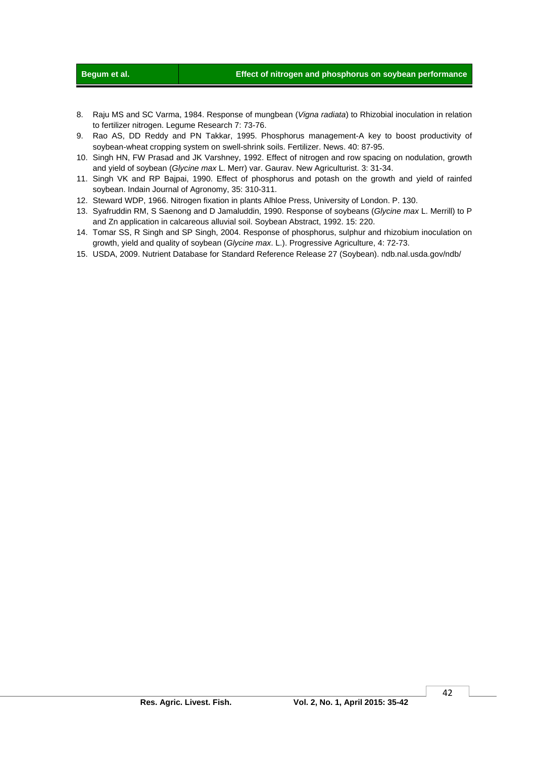8. Raju MS and SC Varma, 1984. Response of mungbean (*Vigna radiata*) to Rhizobial inoculation in relation to fertilizer nitrogen. Legume Research 7: 73-76.
9. Rao AS, DD Reddy and PN Takkar, 1995. Phosphorus management-A key to boost productivity of soybean-wheat cropping system on swell-shrink soils. Fertilizer. News. 40: 87-95.
10. Singh HN, FW Prasad and JK Varshney, 1992. Effect of nitrogen and row spacing on nodulation, growth and yield of soybean (*Glycine max* L. Merr) var. Gaurav. New Agriculturist. 3: 31-34.
11. Singh VK and RP Bajpai, 1990. Effect of phosphorus and potash on the growth and yield of rainfed soybean. Indain Journal of Agronomy, 35: 310-311.
12. Steward WDP, 1966. Nitrogen fixation in plants Alhloe Press, University of London. P. 130.
13. Syafruddin RM, S Saenong and D Jamaluddin, 1990. Response of soybeans (*Glycine max* L. Merrill) to P and Zn application in calcareous alluvial soil. Soybean Abstract, 1992. 15: 220.
14. Tomar SS, R Singh and SP Singh, 2004. Response of phosphorus, sulphur and rhizobium inoculation on growth, yield and quality of soybean (*Glycine max*. L.). Progressive Agriculture, 4: 72-73.
15. USDA, 2009. Nutrient Database for Standard Reference Release 27 (Soybean). ndb.nal.usda.gov/ndb/